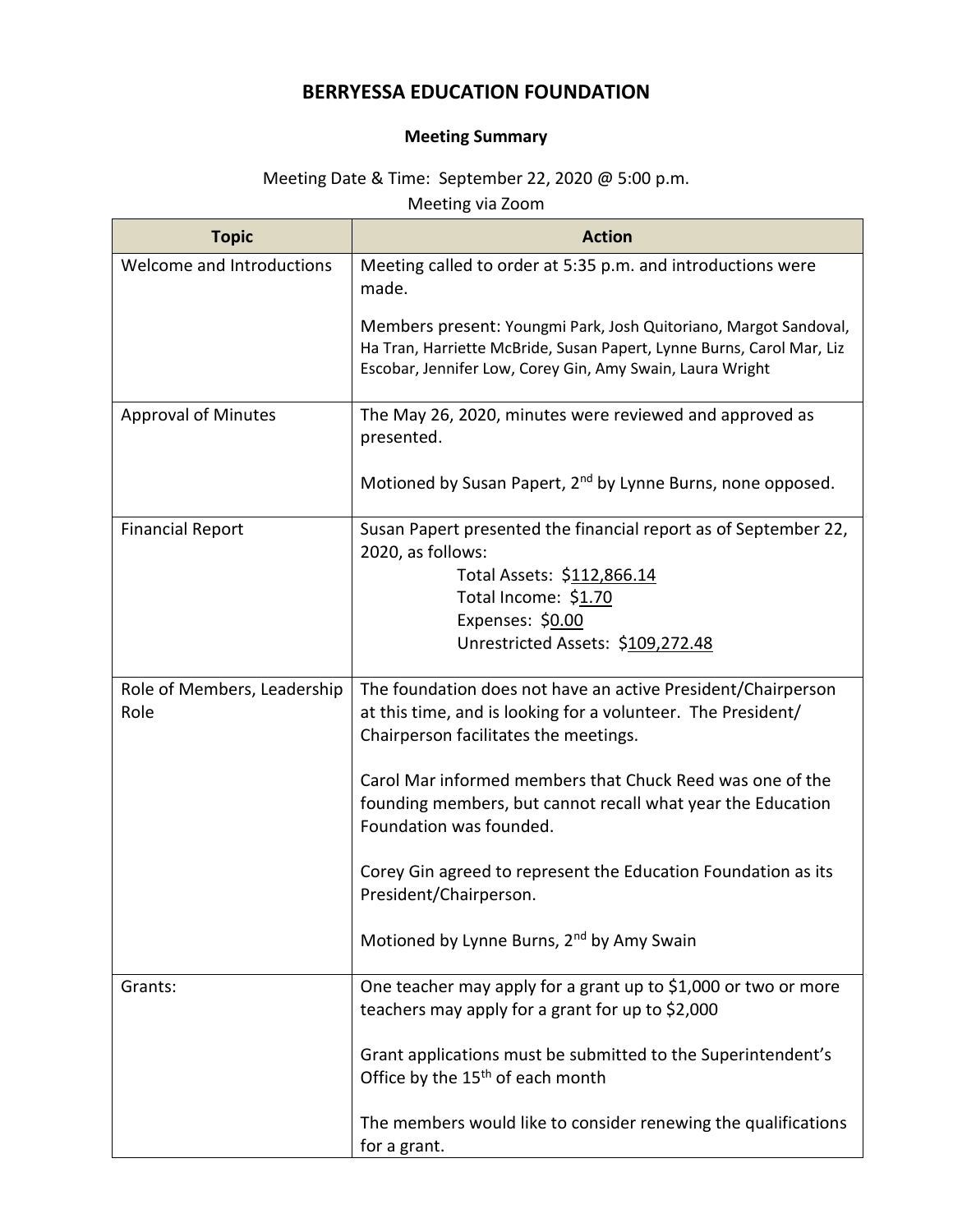# BERRYESSA EDUCATION FOUNDATION

## Meeting Summary

Meeting Date & Time: September 22, 2020 @ 5:00 p.m.

Meeting via Zoom

| Topic | Action |
|---|---|
| Welcome and Introductions | Meeting called to order at 5:35 p.m. and introductions were made.<br><br>Members present: Youngmi Park, Josh Quitoriano, Margot Sandoval, Ha Tran, Harriette McBride, Susan Papert, Lynne Burns, Carol Mar, Liz Escobar, Jennifer Low, Corey Gin, Amy Swain, Laura Wright |
| Approval of Minutes | The May 26, 2020, minutes were reviewed and approved as presented.<br><br>Motioned by Susan Papert, 2nd by Lynne Burns, none opposed. |
| Financial Report | Susan Papert presented the financial report as of September 22, 2020, as follows:<br>Total Assets: $112,866.14<br>Total Income: $1.70<br>Expenses: $0.00<br>Unrestricted Assets: $109,272.48 |
| Role of Members, Leadership Role | The foundation does not have an active President/Chairperson at this time, and is looking for a volunteer. The President/ Chairperson facilitates the meetings.<br><br>Carol Mar informed members that Chuck Reed was one of the founding members, but cannot recall what year the Education Foundation was founded.<br><br>Corey Gin agreed to represent the Education Foundation as its President/Chairperson.<br><br>Motioned by Lynne Burns, 2nd by Amy Swain |
| Grants: | One teacher may apply for a grant up to $1,000 or two or more teachers may apply for a grant for up to $2,000<br><br>Grant applications must be submitted to the Superintendent's Office by the 15th of each month<br><br>The members would like to consider renewing the qualifications for a grant. |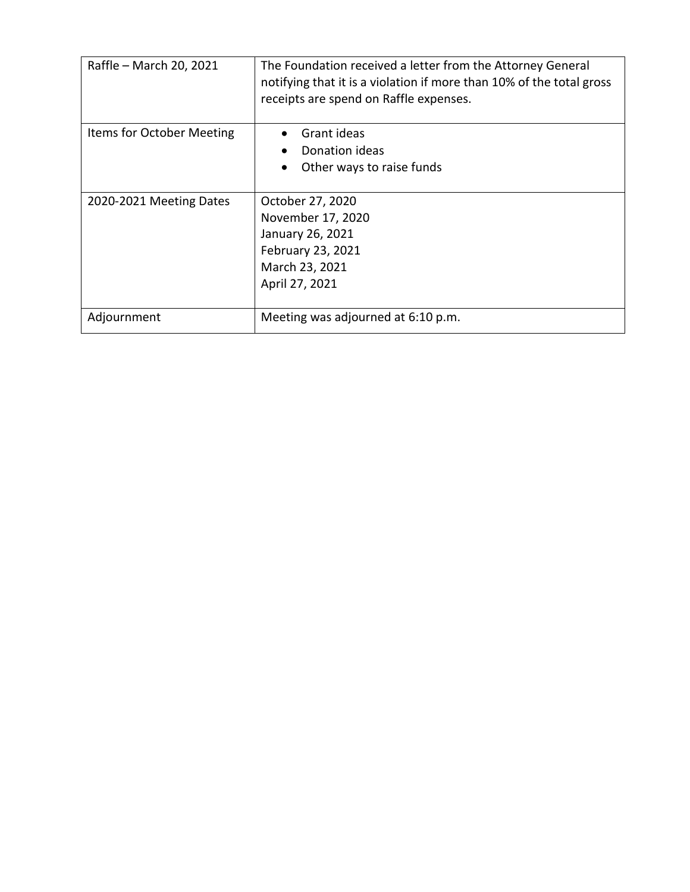| | |
|---|---|
| Raffle – March 20, 2021 | The Foundation received a letter from the Attorney General notifying that it is a violation if more than 10% of the total gross receipts are spend on Raffle expenses. |
| Items for October Meeting | • Grant ideas<br>• Donation ideas<br>• Other ways to raise funds |
| 2020-2021 Meeting Dates | October 27, 2020<br>November 17, 2020<br>January 26, 2021<br>February 23, 2021<br>March 23, 2021<br>April 27, 2021 |
| Adjournment | Meeting was adjourned at 6:10 p.m. |